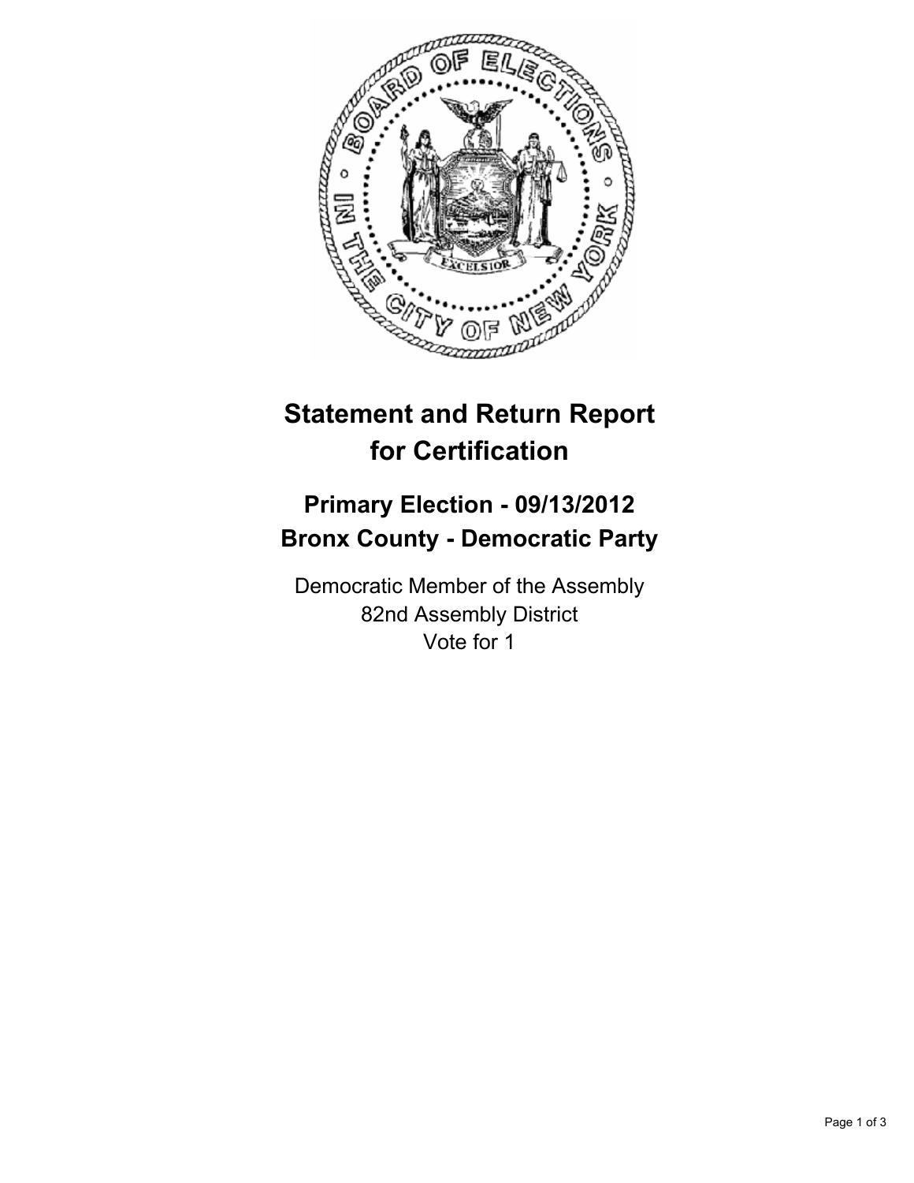# Statement and Return Report for Certification

## Primary Election - 09/13/2012
## Bronx County - Democratic Party

Democratic Member of the Assembly
82nd Assembly District
Vote for 1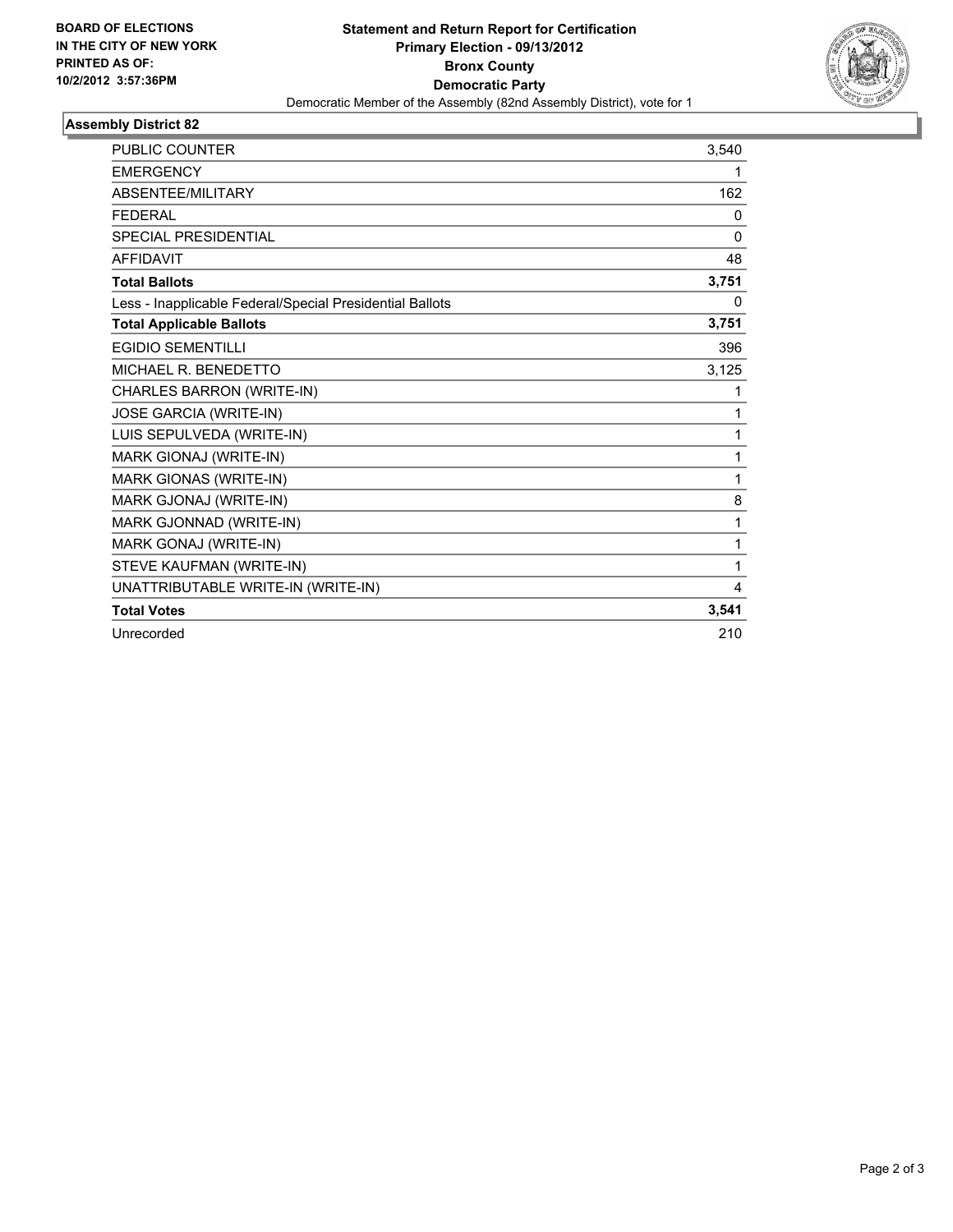**BOARD OF ELECTIONS IN THE CITY OF NEW YORK**
**PRINTED AS OF: 10/2/2012 3:57:36PM**

**Statement and Return Report for Certification**
**Primary Election - 09/13/2012**
**Bronx County**
**Democratic Party**
Democratic Member of the Assembly (82nd Assembly District), vote for 1

## Assembly District 82

| | |
|---|---|
| PUBLIC COUNTER | 3,540 |
| EMERGENCY | 1 |
| ABSENTEE/MILITARY | 162 |
| FEDERAL | 0 |
| SPECIAL PRESIDENTIAL | 0 |
| AFFIDAVIT | 48 |
| **Total Ballots** | **3,751** |
| Less - Inapplicable Federal/Special Presidential Ballots | 0 |
| **Total Applicable Ballots** | **3,751** |
| EGIDIO SEMENTILLI | 396 |
| MICHAEL R. BENEDETTO | 3,125 |
| CHARLES BARRON (WRITE-IN) | 1 |
| JOSE GARCIA (WRITE-IN) | 1 |
| LUIS SEPULVEDA (WRITE-IN) | 1 |
| MARK GIONAJ (WRITE-IN) | 1 |
| MARK GIONAS (WRITE-IN) | 1 |
| MARK GJONAJ (WRITE-IN) | 8 |
| MARK GJONNAD (WRITE-IN) | 1 |
| MARK GONAJ (WRITE-IN) | 1 |
| STEVE KAUFMAN (WRITE-IN) | 1 |
| UNATTRIBUTABLE WRITE-IN (WRITE-IN) | 4 |
| **Total Votes** | **3,541** |
| Unrecorded | 210 |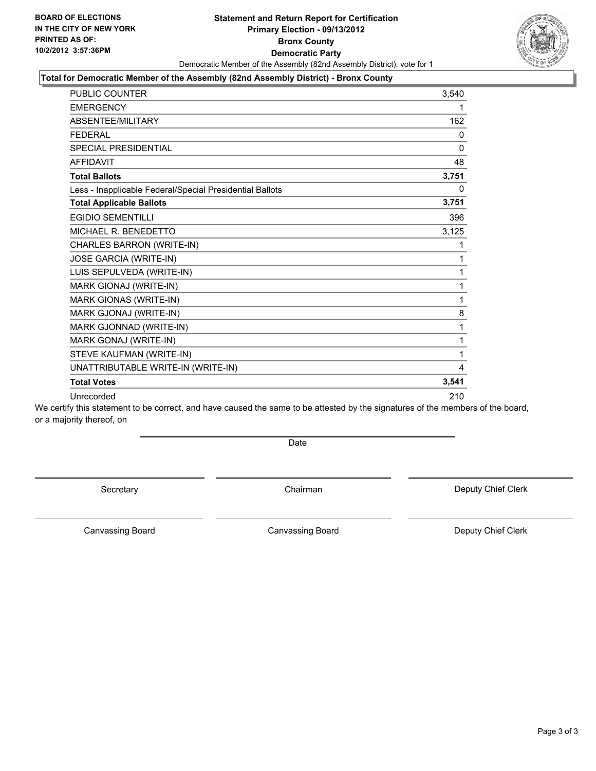**BOARD OF ELECTIONS IN THE CITY OF NEW YORK PRINTED AS OF: 10/2/2012 3:57:36PM**

**Statement and Return Report for Certification**
**Primary Election - 09/13/2012**
**Bronx County**
**Democratic Party**

Democratic Member of the Assembly (82nd Assembly District), vote for 1

**Total for Democratic Member of the Assembly (82nd Assembly District) - Bronx County**

| | |
|---|---|
| PUBLIC COUNTER | 3,540 |
| EMERGENCY | 1 |
| ABSENTEE/MILITARY | 162 |
| FEDERAL | 0 |
| SPECIAL PRESIDENTIAL | 0 |
| AFFIDAVIT | 48 |
| **Total Ballots** | **3,751** |
| Less - Inapplicable Federal/Special Presidential Ballots | 0 |
| **Total Applicable Ballots** | **3,751** |
| EGIDIO SEMENTILLI | 396 |
| MICHAEL R. BENEDETTO | 3,125 |
| CHARLES BARRON (WRITE-IN) | 1 |
| JOSE GARCIA (WRITE-IN) | 1 |
| LUIS SEPULVEDA (WRITE-IN) | 1 |
| MARK GIONAJ (WRITE-IN) | 1 |
| MARK GIONAS (WRITE-IN) | 1 |
| MARK GJONAJ (WRITE-IN) | 8 |
| MARK GJONNAD (WRITE-IN) | 1 |
| MARK GONAJ (WRITE-IN) | 1 |
| STEVE KAUFMAN (WRITE-IN) | 1 |
| UNATTRIBUTABLE WRITE-IN (WRITE-IN) | 4 |
| **Total Votes** | **3,541** |
| Unrecorded | 210 |

We certify this statement to be correct, and have caused the same to be attested by the signatures of the members of the board, or a majority thereof, on

Date

Secretary

Chairman

Deputy Chief Clerk

Canvassing Board

Canvassing Board

Deputy Chief Clerk